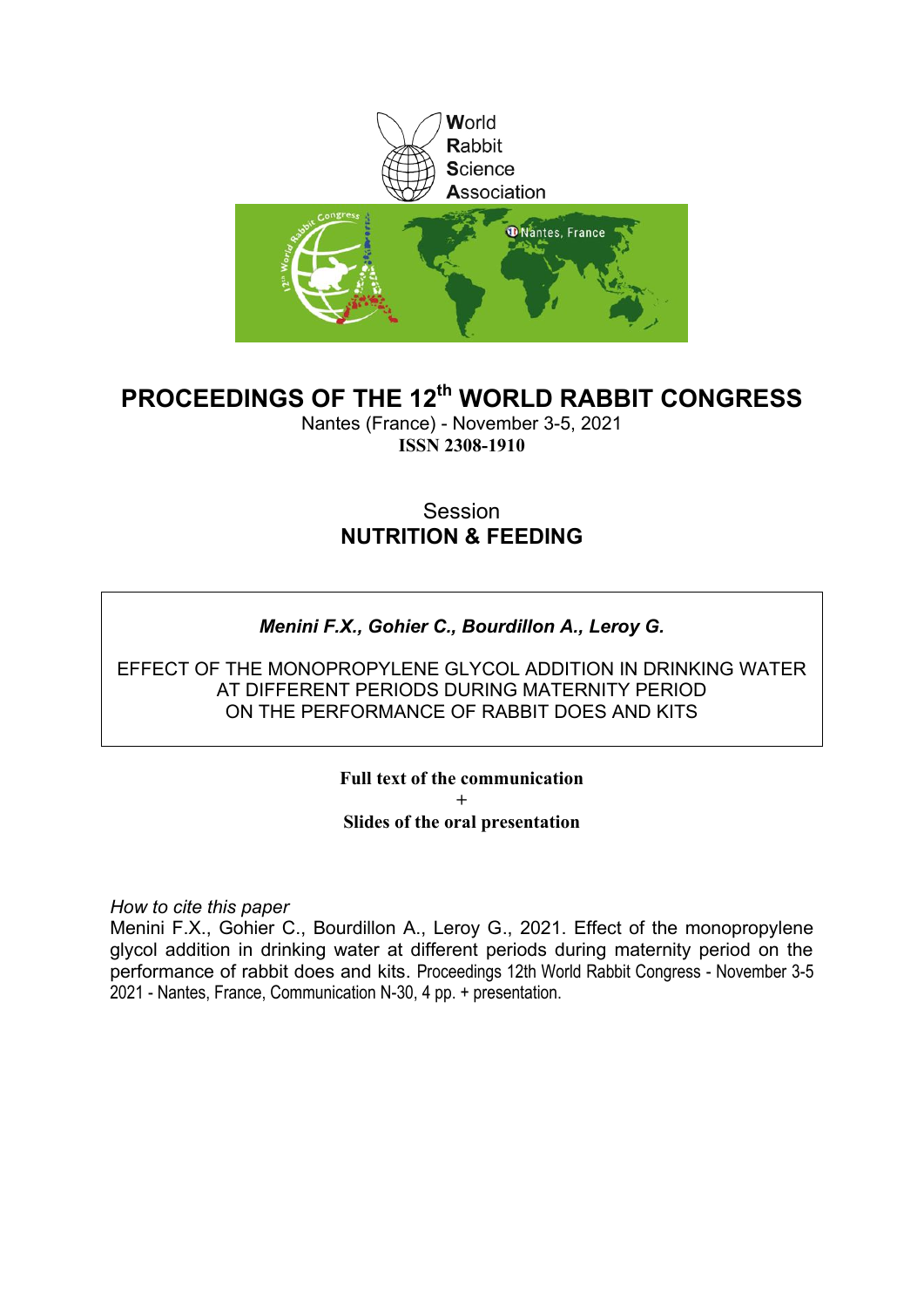World
Rabbit
Science
Association

# PROCEEDINGS OF THE 12$^{th}$ WORLD RABBIT CONGRESS

Nantes (France) - November 3-5, 2021

**ISSN 2308-1910**

Session
**NUTRITION & FEEDING**

***Menini F.X., Gohier C., Bourdillon A., Leroy G.***

EFFECT OF THE MONOPROPYLENE GLYCOL ADDITION IN DRINKING WATER AT DIFFERENT PERIODS DURING MATERNITY PERIOD ON THE PERFORMANCE OF RABBIT DOES AND KITS

**Full text of the communication**
+
**Slides of the oral presentation**

*How to cite this paper*

Menini F.X., Gohier C., Bourdillon A., Leroy G., 2021. Effect of the monopropylene glycol addition in drinking water at different periods during maternity period on the performance of rabbit does and kits. Proceedings 12th World Rabbit Congress - November 3-5 2021 - Nantes, France, Communication N-30, 4 pp. + presentation.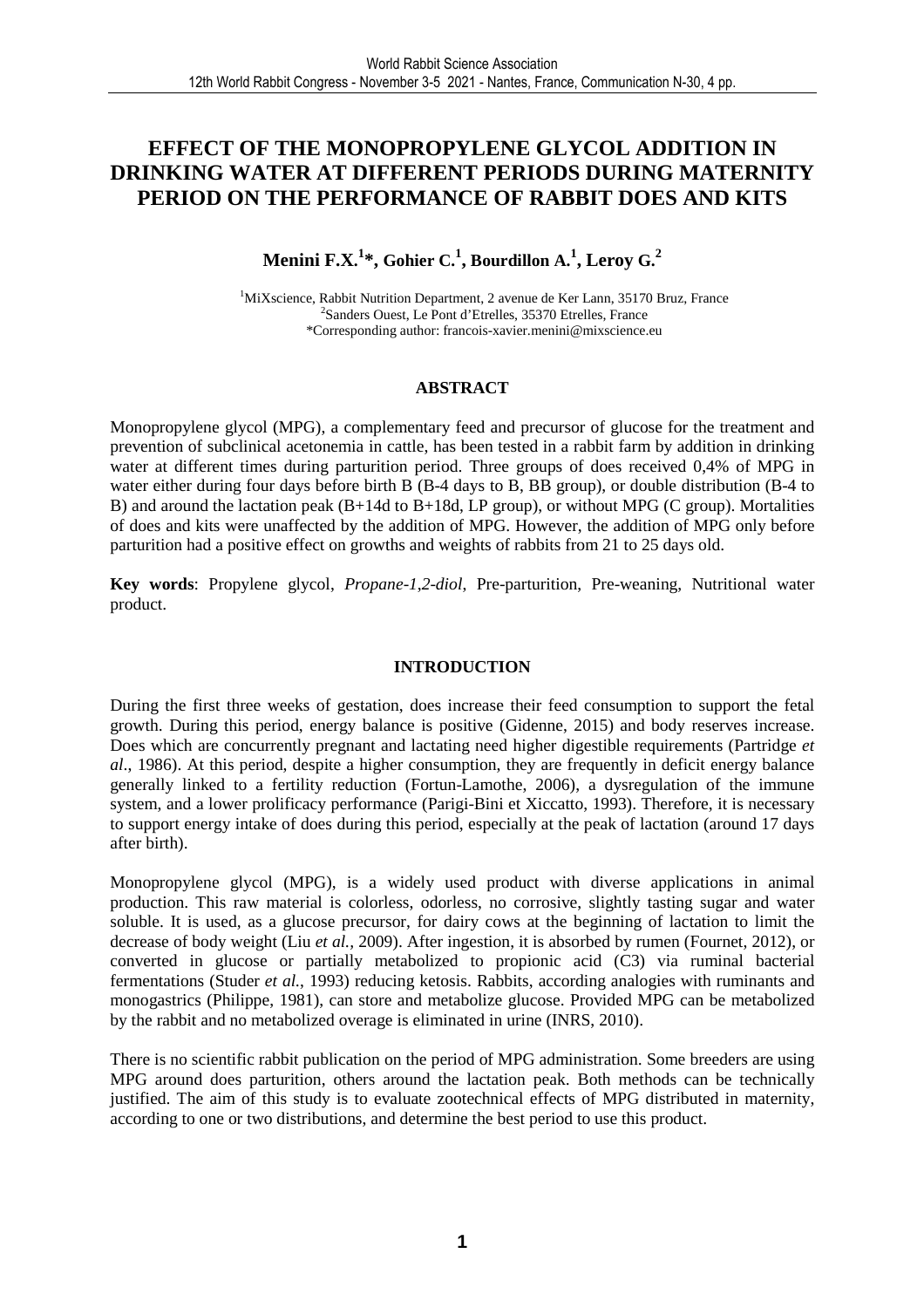# EFFECT OF THE MONOPROPYLENE GLYCOL ADDITION IN DRINKING WATER AT DIFFERENT PERIODS DURING MATERNITY PERIOD ON THE PERFORMANCE OF RABBIT DOES AND KITS

**Menini F.X.[1]*, Gohier C.[1], Bourdillon A.[1], Leroy G.[2]**

[1]MiXscience, Rabbit Nutrition Department, 2 avenue de Ker Lann, 35170 Bruz, France
[2]Sanders Ouest, Le Pont d'Etrelles, 35370 Etrelles, France
*Corresponding author: francois-xavier.menini@mixscience.eu

## ABSTRACT

Monopropylene glycol (MPG), a complementary feed and precursor of glucose for the treatment and prevention of subclinical acetonemia in cattle, has been tested in a rabbit farm by addition in drinking water at different times during parturition period. Three groups of does received 0,4% of MPG in water either during four days before birth B (B-4 days to B, BB group), or double distribution (B-4 to B) and around the lactation peak (B+14d to B+18d, LP group), or without MPG (C group). Mortalities of does and kits were unaffected by the addition of MPG. However, the addition of MPG only before parturition had a positive effect on growths and weights of rabbits from 21 to 25 days old.

**Key words**: Propylene glycol, *Propane-1,2-diol*, Pre-parturition, Pre-weaning, Nutritional water product.

## INTRODUCTION

During the first three weeks of gestation, does increase their feed consumption to support the fetal growth. During this period, energy balance is positive (Gidenne, 2015) and body reserves increase. Does which are concurrently pregnant and lactating need higher digestible requirements (Partridge *et al*., 1986). At this period, despite a higher consumption, they are frequently in deficit energy balance generally linked to a fertility reduction (Fortun-Lamothe, 2006), a dysregulation of the immune system, and a lower prolificacy performance (Parigi-Bini et Xiccatto, 1993). Therefore, it is necessary to support energy intake of does during this period, especially at the peak of lactation (around 17 days after birth).

Monopropylene glycol (MPG), is a widely used product with diverse applications in animal production. This raw material is colorless, odorless, no corrosive, slightly tasting sugar and water soluble. It is used, as a glucose precursor, for dairy cows at the beginning of lactation to limit the decrease of body weight (Liu *et al.*, 2009). After ingestion, it is absorbed by rumen (Fournet, 2012), or converted in glucose or partially metabolized to propionic acid (C3) via ruminal bacterial fermentations (Studer *et al.*, 1993) reducing ketosis. Rabbits, according analogies with ruminants and monogastrics (Philippe, 1981), can store and metabolize glucose. Provided MPG can be metabolized by the rabbit and no metabolized overage is eliminated in urine (INRS, 2010).

There is no scientific rabbit publication on the period of MPG administration. Some breeders are using MPG around does parturition, others around the lactation peak. Both methods can be technically justified. The aim of this study is to evaluate zootechnical effects of MPG distributed in maternity, according to one or two distributions, and determine the best period to use this product.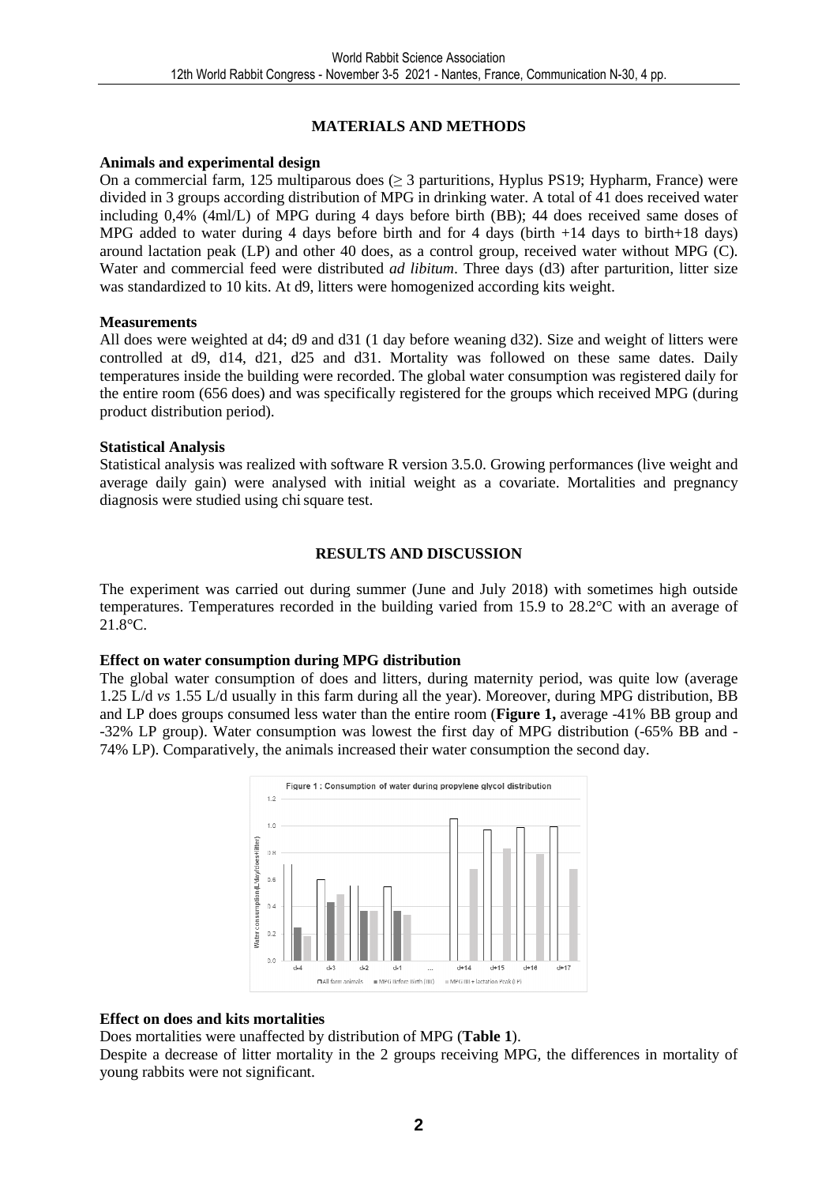## MATERIALS AND METHODS

### Animals and experimental design

On a commercial farm, 125 multiparous does (≥ 3 parturitions, Hyplus PS19; Hypharm, France) were divided in 3 groups according distribution of MPG in drinking water. A total of 41 does received water including 0,4% (4ml/L) of MPG during 4 days before birth (BB); 44 does received same doses of MPG added to water during 4 days before birth and for 4 days (birth +14 days to birth+18 days) around lactation peak (LP) and other 40 does, as a control group, received water without MPG (C). Water and commercial feed were distributed *ad libitum*. Three days (d3) after parturition, litter size was standardized to 10 kits. At d9, litters were homogenized according kits weight.

### Measurements

All does were weighted at d4; d9 and d31 (1 day before weaning d32). Size and weight of litters were controlled at d9, d14, d21, d25 and d31. Mortality was followed on these same dates. Daily temperatures inside the building were recorded. The global water consumption was registered daily for the entire room (656 does) and was specifically registered for the groups which received MPG (during product distribution period).

### Statistical Analysis

Statistical analysis was realized with software R version 3.5.0. Growing performances (live weight and average daily gain) were analysed with initial weight as a covariate. Mortalities and pregnancy diagnosis were studied using chi square test.

## RESULTS AND DISCUSSION

The experiment was carried out during summer (June and July 2018) with sometimes high outside temperatures. Temperatures recorded in the building varied from 15.9 to 28.2°C with an average of 21.8°C.

### Effect on water consumption during MPG distribution

The global water consumption of does and litters, during maternity period, was quite low (average 1.25 L/d *vs* 1.55 L/d usually in this farm during all the year). Moreover, during MPG distribution, BB and LP does groups consumed less water than the entire room (**Figure 1,** average -41% BB group and -32% LP group). Water consumption was lowest the first day of MPG distribution (-65% BB and -74% LP). Comparatively, the animals increased their water consumption the second day.

Figure 1 : Consumption of water during propylene glycol distribution

### Effect on does and kits mortalities

Does mortalities were unaffected by distribution of MPG (**Table 1**).

Despite a decrease of litter mortality in the 2 groups receiving MPG, the differences in mortality of young rabbits were not significant.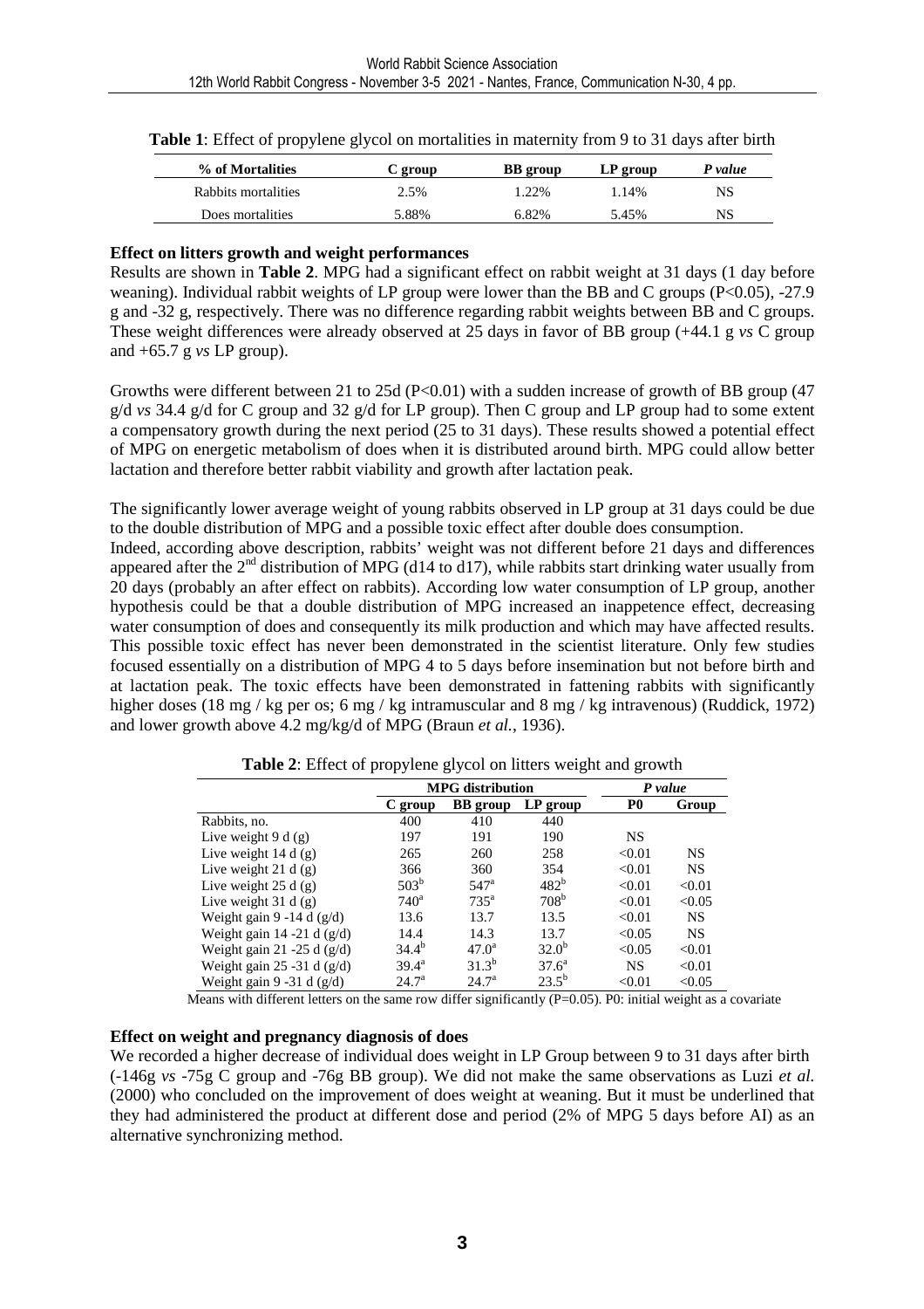**Table 1**: Effect of propylene glycol on mortalities in maternity from 9 to 31 days after birth

| % of Mortalities | C group | BB group | LP group | *P value* |
|---|---|---|---|---|
| Rabbits mortalities | 2.5% | 1.22% | 1.14% | NS |
| Does mortalities | 5.88% | 6.82% | 5.45% | NS |

**Effect on litters growth and weight performances**

Results are shown in **Table 2**. MPG had a significant effect on rabbit weight at 31 days (1 day before weaning). Individual rabbit weights of LP group were lower than the BB and C groups (P<0.05), -27.9 g and -32 g, respectively. There was no difference regarding rabbit weights between BB and C groups. These weight differences were already observed at 25 days in favor of BB group (+44.1 g *vs* C group and +65.7 g *vs* LP group).

Growths were different between 21 to 25d (P<0.01) with a sudden increase of growth of BB group (47 g/d *vs* 34.4 g/d for C group and 32 g/d for LP group). Then C group and LP group had to some extent a compensatory growth during the next period (25 to 31 days). These results showed a potential effect of MPG on energetic metabolism of does when it is distributed around birth. MPG could allow better lactation and therefore better rabbit viability and growth after lactation peak.

The significantly lower average weight of young rabbits observed in LP group at 31 days could be due to the double distribution of MPG and a possible toxic effect after double does consumption.
Indeed, according above description, rabbits' weight was not different before 21 days and differences appeared after the 2nd distribution of MPG (d14 to d17), while rabbits start drinking water usually from 20 days (probably an after effect on rabbits). According low water consumption of LP group, another hypothesis could be that a double distribution of MPG increased an inappetence effect, decreasing water consumption of does and consequently its milk production and which may have affected results. This possible toxic effect has never been demonstrated in the scientist literature. Only few studies focused essentially on a distribution of MPG 4 to 5 days before insemination but not before birth and at lactation peak. The toxic effects have been demonstrated in fattening rabbits with significantly higher doses (18 mg / kg per os; 6 mg / kg intramuscular and 8 mg / kg intravenous) (Ruddick, 1972) and lower growth above 4.2 mg/kg/d of MPG (Braun *et al.*, 1936).

**Table 2**: Effect of propylene glycol on litters weight and growth

| | MPG distribution | | | *P value* | |
|---|---|---|---|---|---|
| | C group | BB group | LP group | P0 | Group |
| Rabbits, no. | 400 | 410 | 440 | | |
| Live weight 9 d (g) | 197 | 191 | 190 | NS | |
| Live weight 14 d (g) | 265 | 260 | 258 | <0.01 | NS |
| Live weight 21 d (g) | 366 | 360 | 354 | <0.01 | NS |
| Live weight 25 d (g) | 503[b] | 547[a] | 482[b] | <0.01 | <0.01 |
| Live weight 31 d (g) | 740[a] | 735[a] | 708[b] | <0.01 | <0.05 |
| Weight gain 9 -14 d (g/d) | 13.6 | 13.7 | 13.5 | <0.01 | NS |
| Weight gain 14 -21 d (g/d) | 14.4 | 14.3 | 13.7 | <0.05 | NS |
| Weight gain 21 -25 d (g/d) | 34.4[b] | 47.0[a] | 32.0[b] | <0.05 | <0.01 |
| Weight gain 25 -31 d (g/d) | 39.4[a] | 31.3[b] | 37.6[a] | NS | <0.01 |
| Weight gain 9 -31 d (g/d) | 24.7[a] | 24.7[a] | 23.5[b] | <0.01 | <0.05 |

Means with different letters on the same row differ significantly (P=0.05). P0: initial weight as a covariate

**Effect on weight and pregnancy diagnosis of does**

We recorded a higher decrease of individual does weight in LP Group between 9 to 31 days after birth (-146g *vs* -75g C group and -76g BB group). We did not make the same observations as Luzi *et al.* (2000) who concluded on the improvement of does weight at weaning. But it must be underlined that they had administered the product at different dose and period (2% of MPG 5 days before AI) as an alternative synchronizing method.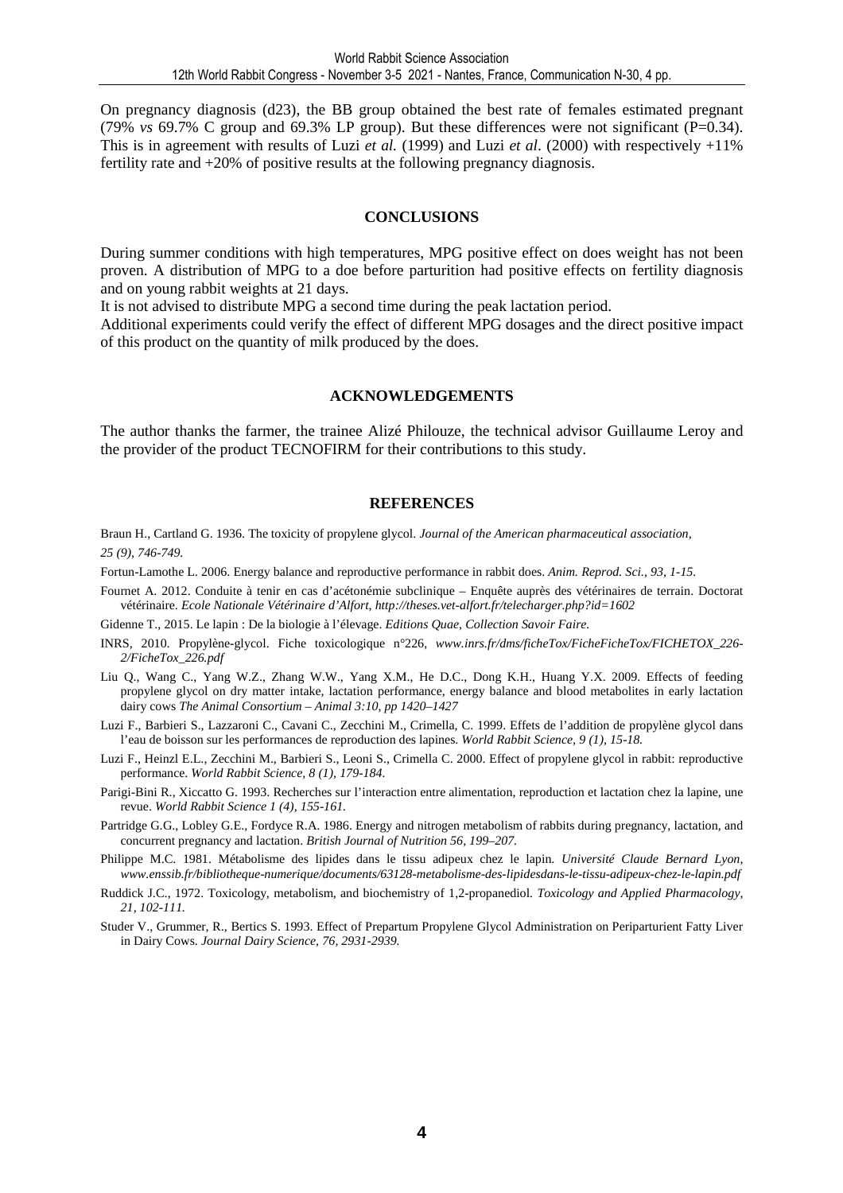On pregnancy diagnosis (d23), the BB group obtained the best rate of females estimated pregnant (79% *vs* 69.7% C group and 69.3% LP group). But these differences were not significant (P=0.34). This is in agreement with results of Luzi *et al.* (1999) and Luzi *et al*. (2000) with respectively +11% fertility rate and +20% of positive results at the following pregnancy diagnosis.

## CONCLUSIONS

During summer conditions with high temperatures, MPG positive effect on does weight has not been proven. A distribution of MPG to a doe before parturition had positive effects on fertility diagnosis and on young rabbit weights at 21 days.

It is not advised to distribute MPG a second time during the peak lactation period.

Additional experiments could verify the effect of different MPG dosages and the direct positive impact of this product on the quantity of milk produced by the does.

## ACKNOWLEDGEMENTS

The author thanks the farmer, the trainee Alizé Philouze, the technical advisor Guillaume Leroy and the provider of the product TECNOFIRM for their contributions to this study.

## REFERENCES

Braun H., Cartland G. 1936. The toxicity of propylene glycol. *Journal of the American pharmaceutical association, 25 (9), 746-749.*

Fortun-Lamothe L. 2006. Energy balance and reproductive performance in rabbit does. *Anim. Reprod. Sci., 93, 1-15.*

Fournet A. 2012. Conduite à tenir en cas d'acétonémie subclinique – Enquête auprès des vétérinaires de terrain. Doctorat vétérinaire. *Ecole Nationale Vétérinaire d'Alfort, http://theses.vet-alfort.fr/telecharger.php?id=1602*

Gidenne T., 2015. Le lapin : De la biologie à l'élevage. *Editions Quae, Collection Savoir Faire.*

INRS, 2010. Propylène-glycol. Fiche toxicologique n°226, *www.inrs.fr/dms/ficheTox/FicheFicheTox/FICHETOX_226-2/FicheTox_226.pdf*

Liu Q., Wang C., Yang W.Z., Zhang W.W., Yang X.M., He D.C., Dong K.H., Huang Y.X. 2009. Effects of feeding propylene glycol on dry matter intake, lactation performance, energy balance and blood metabolites in early lactation dairy cows *The Animal Consortium – Animal 3:10, pp 1420–1427*

Luzi F., Barbieri S., Lazzaroni C., Cavani C., Zecchini M., Crimella, C. 1999. Effets de l'addition de propylène glycol dans l'eau de boisson sur les performances de reproduction des lapines. *World Rabbit Science, 9 (1), 15-18.*

Luzi F., Heinzl E.L., Zecchini M., Barbieri S., Leoni S., Crimella C. 2000. Effect of propylene glycol in rabbit: reproductive performance. *World Rabbit Science, 8 (1), 179-184.*

Parigi-Bini R., Xiccatto G. 1993. Recherches sur l'interaction entre alimentation, reproduction et lactation chez la lapine, une revue. *World Rabbit Science 1 (4), 155-161.*

Partridge G.G., Lobley G.E., Fordyce R.A. 1986. Energy and nitrogen metabolism of rabbits during pregnancy, lactation, and concurrent pregnancy and lactation. *British Journal of Nutrition 56, 199–207.*

Philippe M.C. 1981. Métabolisme des lipides dans le tissu adipeux chez le lapin. *Université Claude Bernard Lyon, www.enssib.fr/bibliotheque-numerique/documents/63128-metabolisme-des-lipidesdans-le-tissu-adipeux-chez-le-lapin.pdf*

Ruddick J.C., 1972. Toxicology, metabolism, and biochemistry of 1,2-propanediol. *Toxicology and Applied Pharmacology, 21, 102-111.*

Studer V., Grummer, R., Bertics S. 1993. Effect of Prepartum Propylene Glycol Administration on Periparturient Fatty Liver in Dairy Cows. *Journal Dairy Science, 76, 2931-2939.*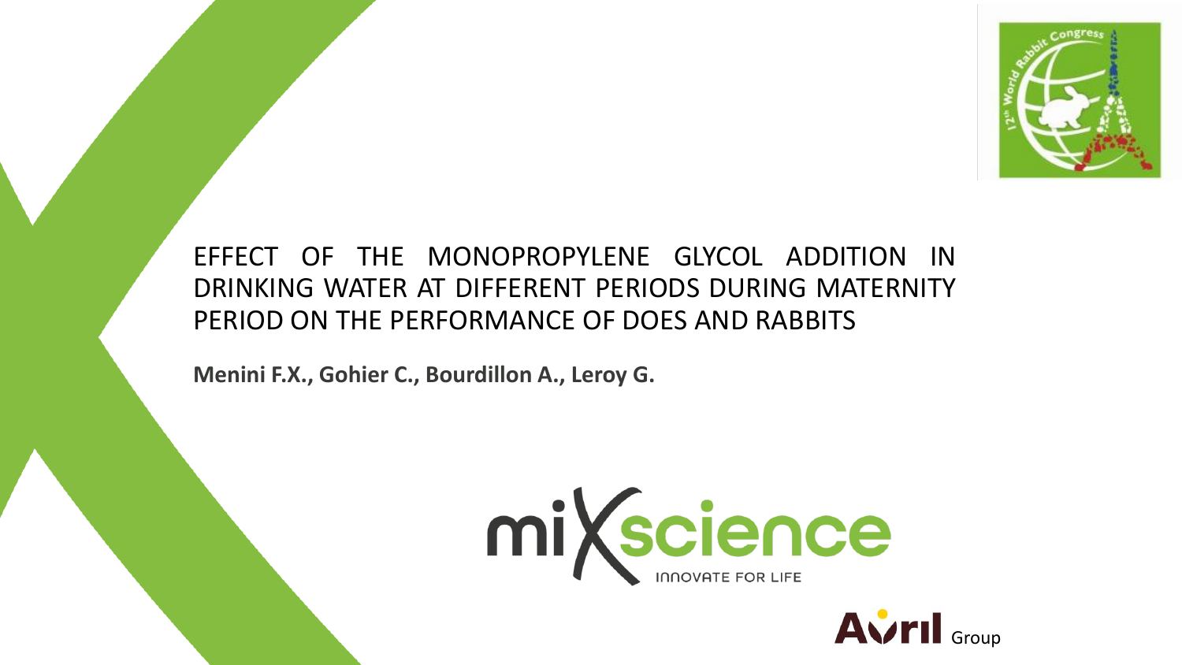# EFFECT OF THE MONOPROPYLENE GLYCOL ADDITION IN DRINKING WATER AT DIFFERENT PERIODS DURING MATERNITY PERIOD ON THE PERFORMANCE OF DOES AND RABBITS

**Menini F.X., Gohier C., Bourdillon A., Leroy G.**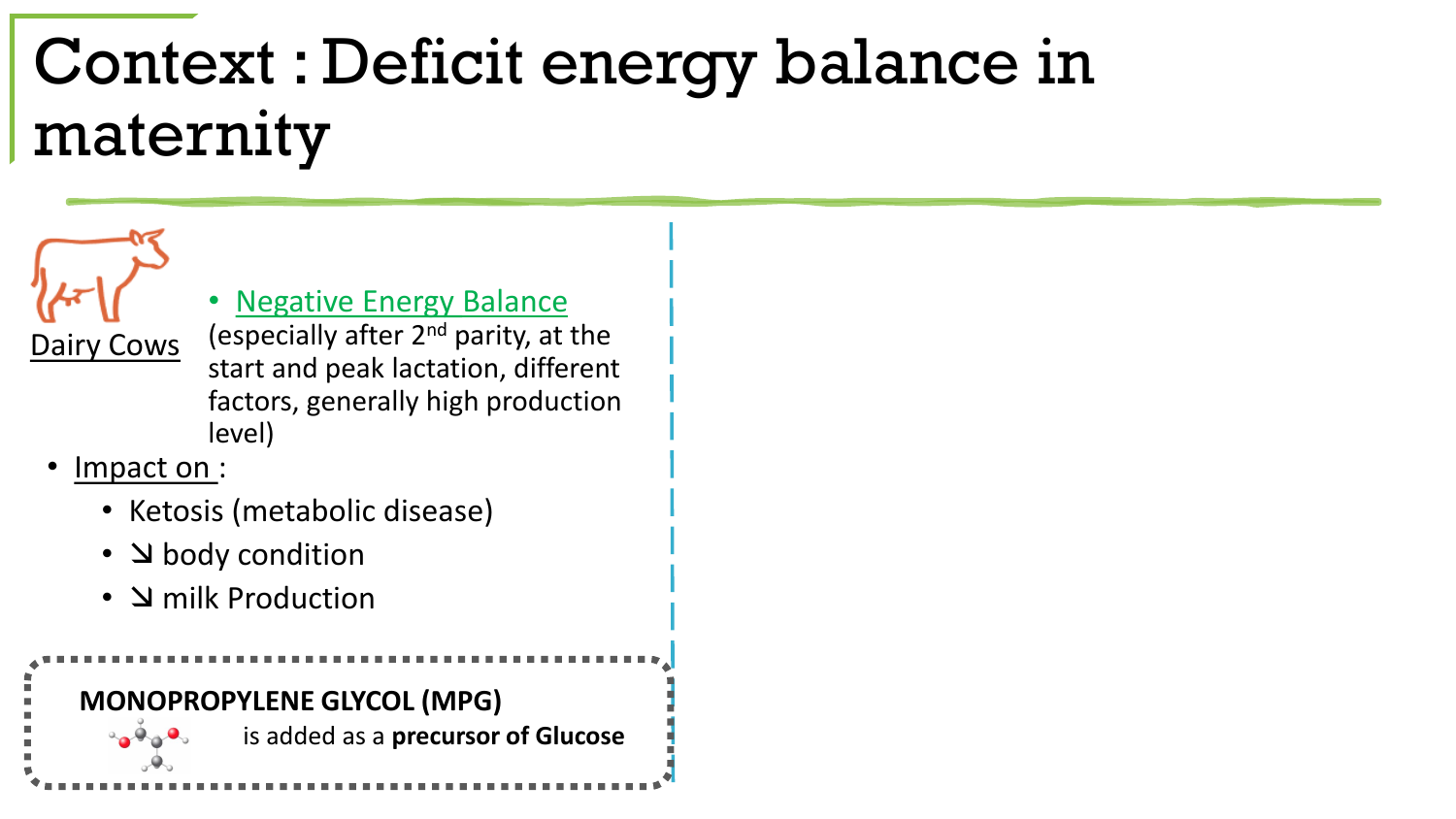# Context : Deficit energy balance in maternity

Dairy Cows

- Negative Energy Balance (especially after 2nd parity, at the start and peak lactation, different factors, generally high production level)

- Impact on :
  - Ketosis (metabolic disease)
  - ↘ body condition
  - ↘ milk Production

**MONOPROPYLENE GLYCOL (MPG)** is added as a **precursor of Glucose**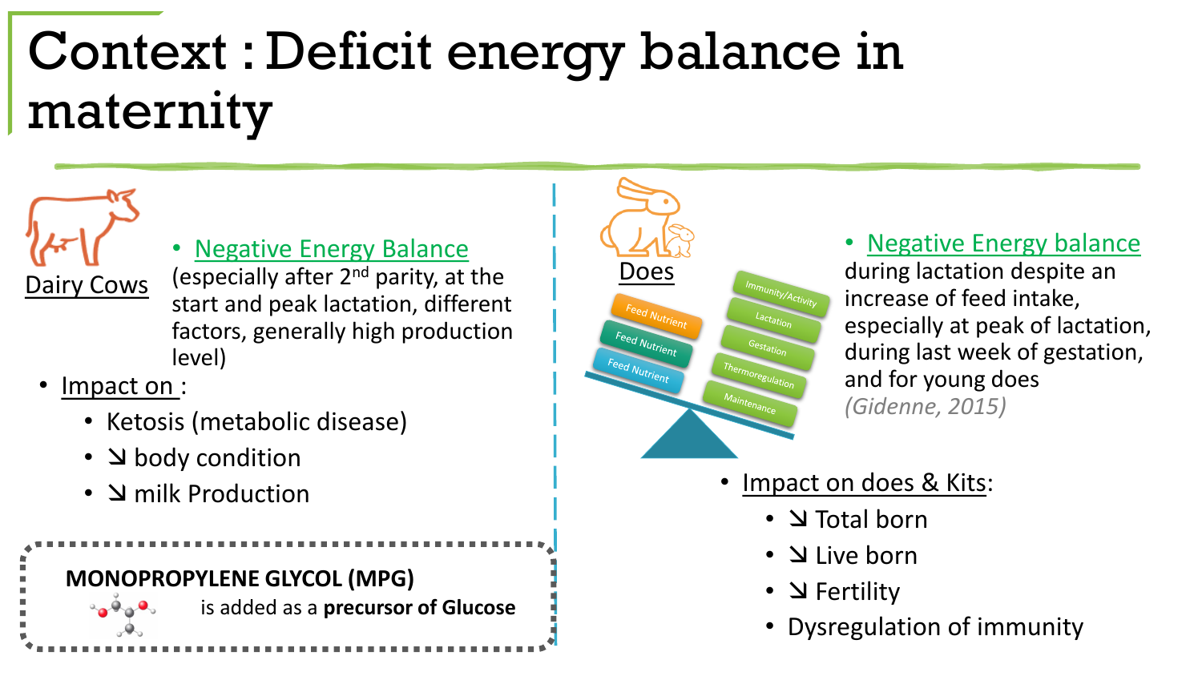# Context : Deficit energy balance in maternity

Dairy Cows

- Negative Energy Balance (especially after 2nd parity, at the start and peak lactation, different factors, generally high production level)
- Impact on :
  - Ketosis (metabolic disease)
  - ↘ body condition
  - ↘ milk Production

**MONOPROPYLENE GLYCOL (MPG)** is added as a **precursor of Glucose**

Does

Feed Nutrient
Feed Nutrient
Feed Nutrient

Immunity/Activity
Lactation
Gestation
Thermoregulation
Maintenance

- Negative Energy balance during lactation despite an increase of feed intake, especially at peak of lactation, during last week of gestation, and for young does *(Gidenne, 2015)*
- Impact on does & Kits:
  - ↘ Total born
  - ↘ Live born
  - ↘ Fertility
  - Dysregulation of immunity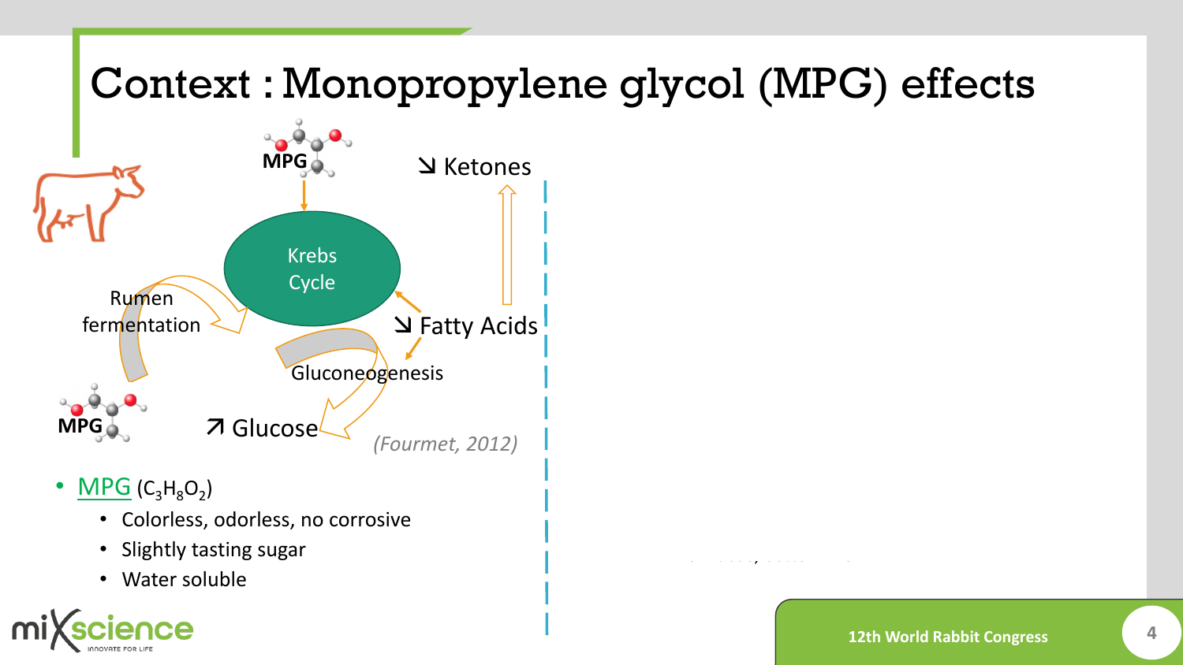# Context : Monopropylene glycol (MPG) effects

MPG

↘ Ketones

Krebs Cycle

Rumen fermentation

↘ Fatty Acids

Gluconeogenesis

MPG

↗ Glucose

*(Fourmet, 2012)*

- MPG ($C_3H_8O_2$)
  - Colorless, odorless, no corrosive
  - Slightly tasting sugar
  - Water soluble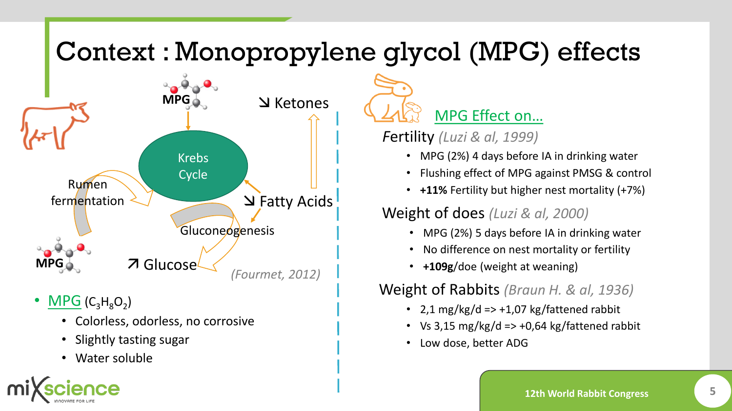# Context : Monopropylene glycol (MPG) effects

MPG

↘ Ketones

Krebs Cycle

Rumen fermentation

↘ Fatty Acids

Gluconeogenesis

MPG

↗ Glucose

*(Fourmet, 2012)*

- MPG ($C_3H_8O_2$)
  - Colorless, odorless, no corrosive
  - Slightly tasting sugar
  - Water soluble

## MPG Effect on…

### Fertility *(Luzi & al, 1999)*

- MPG (2%) 4 days before IA in drinking water
- Flushing effect of MPG against PMSG & control
- **+11%** Fertility but higher nest mortality (+7%)

### Weight of does *(Luzi & al, 2000)*

- MPG (2%) 5 days before IA in drinking water
- No difference on nest mortality or fertility
- **+109g**/doe (weight at weaning)

### Weight of Rabbits *(Braun H. & al, 1936)*

- 2,1 mg/kg/d => +1,07 kg/fattened rabbit
- Vs 3,15 mg/kg/d => +0,64 kg/fattened rabbit
- Low dose, better ADG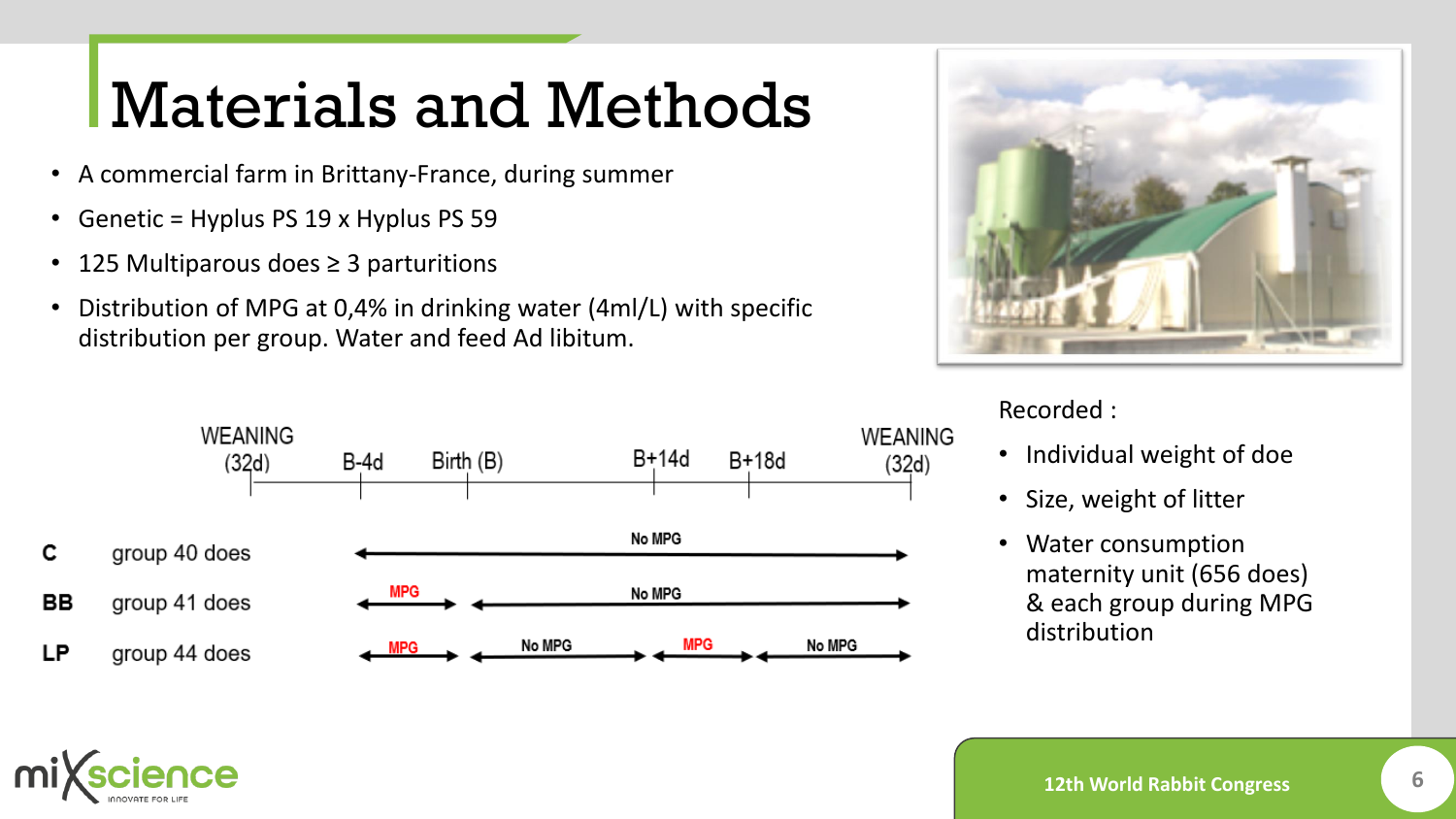# Materials and Methods

- A commercial farm in Brittany-France, during summer
- Genetic = Hyplus PS 19 x Hyplus PS 59
- 125 Multiparous does ≥ 3 parturitions
- Distribution of MPG at 0,4% in drinking water (4ml/L) with specific distribution per group. Water and feed Ad libitum.

| | | WEANING (32d) → B-4d | B-4d → Birth (B) | Birth (B) → B+14d | B+14d → B+18d | B+18d → WEANING (32d) |
|---|---|---|---|---|---|---|
| C | group 40 does | | No MPG | No MPG | No MPG | No MPG |
| BB | group 41 does | | MPG | No MPG | No MPG | No MPG |
| LP | group 44 does | | MPG | No MPG | MPG | No MPG |

Recorded :

- Individual weight of doe
- Size, weight of litter
- Water consumption maternity unit (656 does) & each group during MPG distribution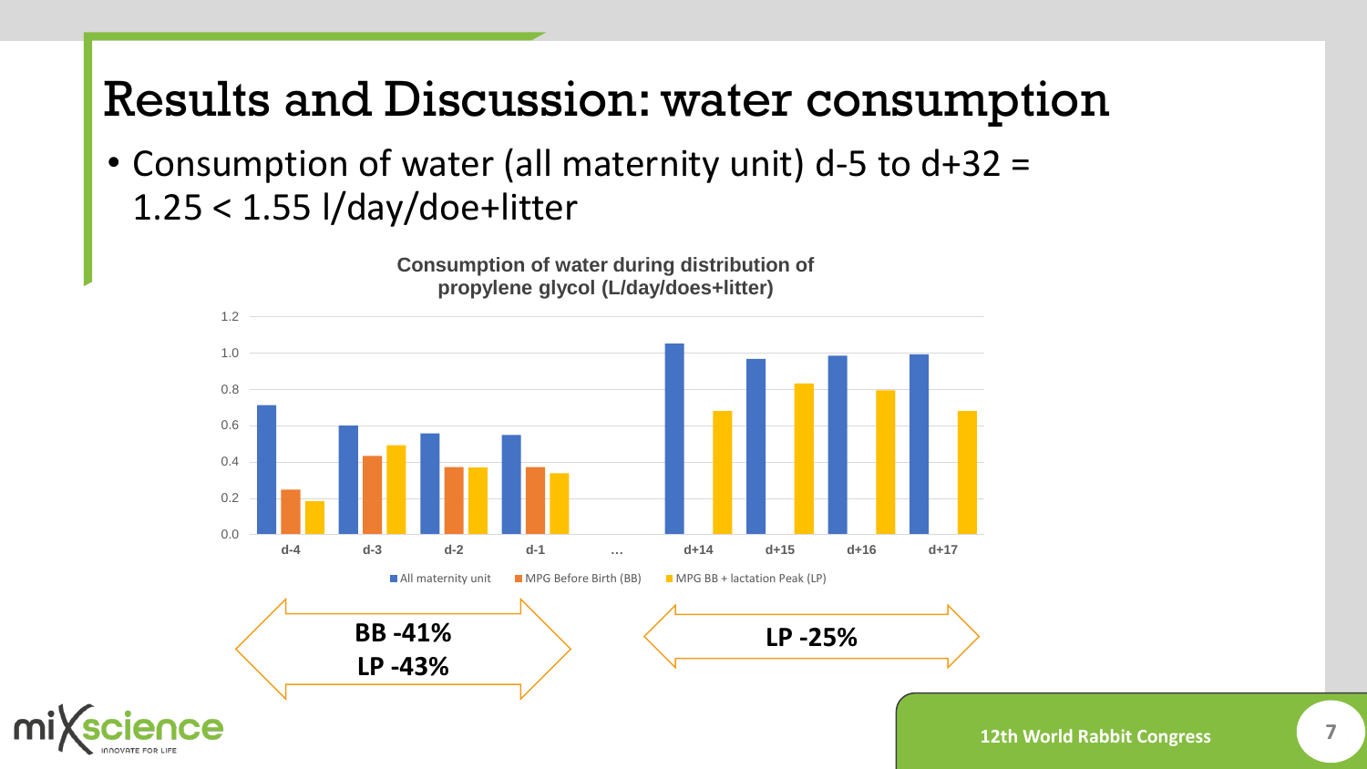# Results and Discussion: water consumption

- Consumption of water (all maternity unit) d-5 to d+32 = 1.25 < 1.55 l/day/doe+litter

**Consumption of water during distribution of propylene glycol (L/day/does+litter)**

All maternity unit | MPG Before Birth (BB) | MPG BB + lactation Peak (LP)

d-4 | d-3 | d-2 | d-1 | … | d+14 | d+15 | d+16 | d+17

**BB -41%**
**LP -43%**

**LP -25%**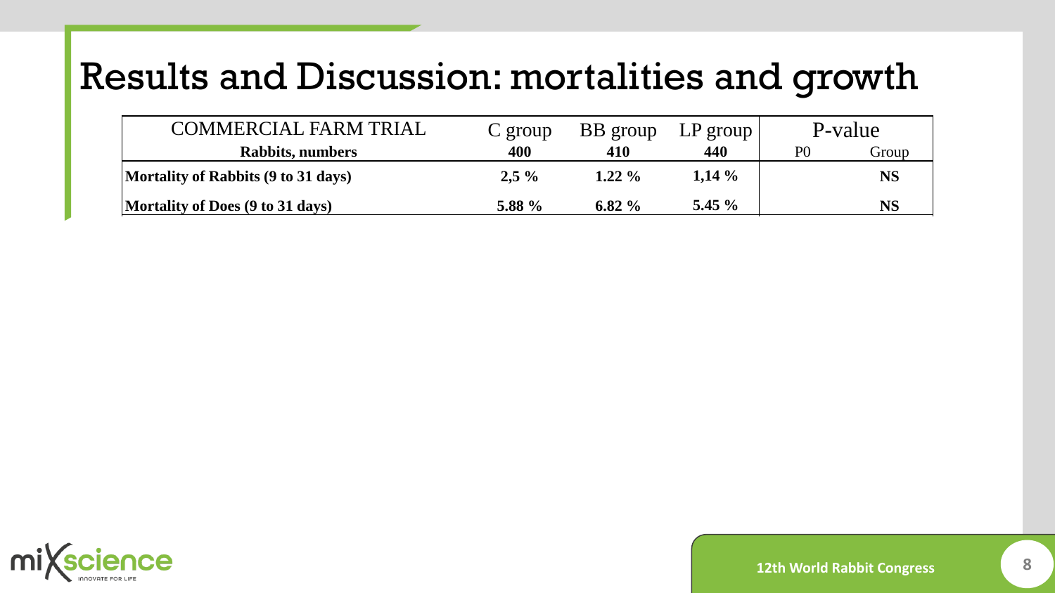# Results and Discussion: mortalities and growth

| COMMERCIAL FARM TRIAL | C group | BB group | LP group | P-value | |
|---|---|---|---|---|---|
| **Rabbits, numbers** | **400** | **410** | **440** | P0 | Group |
| **Mortality of Rabbits (9 to 31 days)** | **2,5 %** | **1.22 %** | **1,14 %** | | **NS** |
| **Mortality of Does (9 to 31 days)** | **5.88 %** | **6.82 %** | **5.45 %** | | **NS** |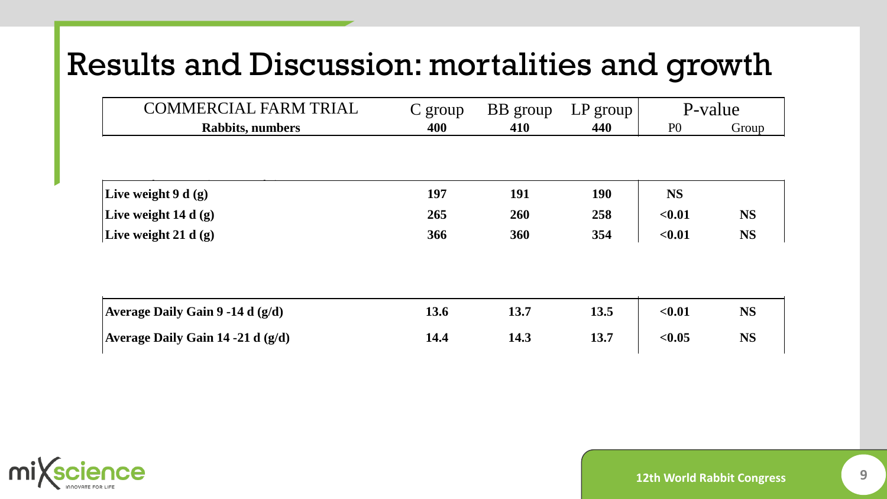# Results and Discussion: mortalities and growth

| COMMERCIAL FARM TRIAL | C group | BB group | LP group | P-value | |
|---|---|---|---|---|---|
| **Rabbits, numbers** | **400** | **410** | **440** | P0 | Group |
| **Live weight 9 d (g)** | **197** | **191** | **190** | **NS** | |
| **Live weight 14 d (g)** | **265** | **260** | **258** | **<0.01** | **NS** |
| **Live weight 21 d (g)** | **366** | **360** | **354** | **<0.01** | **NS** |
| **Average Daily Gain 9 -14 d (g/d)** | **13.6** | **13.7** | **13.5** | **<0.01** | **NS** |
| **Average Daily Gain 14 -21 d (g/d)** | **14.4** | **14.3** | **13.7** | **<0.05** | **NS** |

mixscience INNOVATE FOR LIFE

12th World Rabbit Congress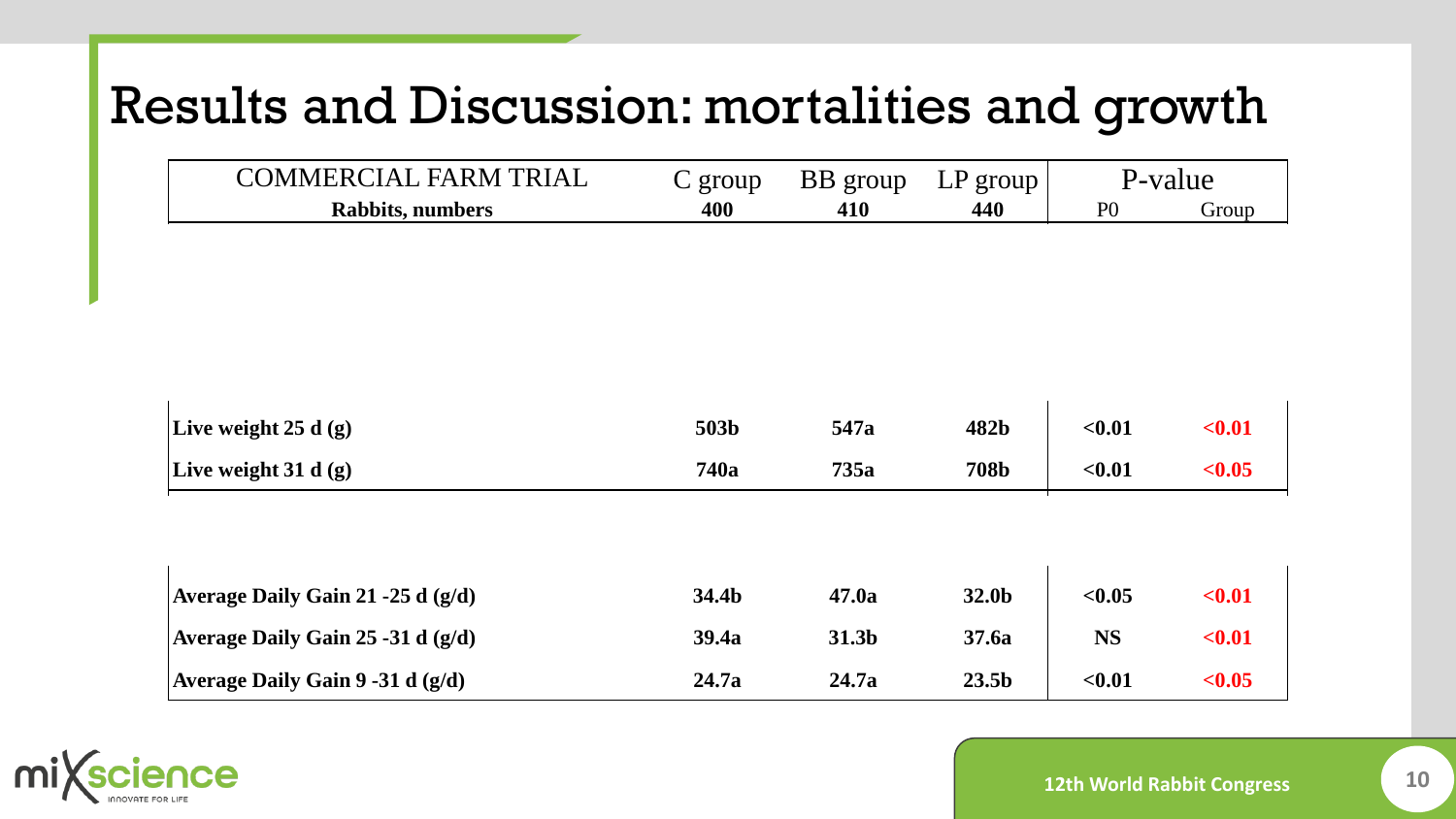# Results and Discussion: mortalities and growth

| COMMERCIAL FARM TRIAL | C group | BB group | LP group | P-value | |
|---|---|---|---|---|---|
| **Rabbits, numbers** | **400** | **410** | **440** | P0 | Group |
| **Live weight 25 d (g)** | **503b** | **547a** | **482b** | **<0.01** | **<0.01** |
| **Live weight 31 d (g)** | **740a** | **735a** | **708b** | **<0.01** | **<0.05** |
| **Average Daily Gain 21 -25 d (g/d)** | **34.4b** | **47.0a** | **32.0b** | **<0.05** | **<0.01** |
| **Average Daily Gain 25 -31 d (g/d)** | **39.4a** | **31.3b** | **37.6a** | **NS** | **<0.01** |
| **Average Daily Gain 9 -31 d (g/d)** | **24.7a** | **24.7a** | **23.5b** | **<0.01** | **<0.05** |

12th World Rabbit Congress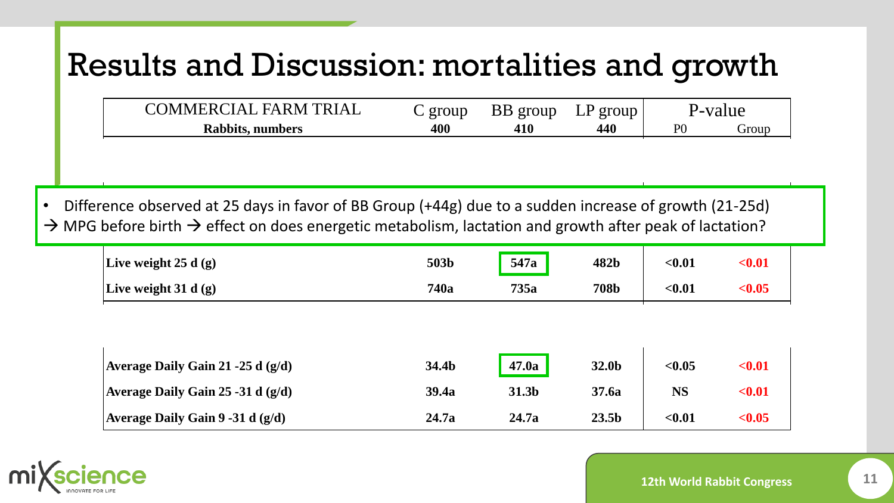# Results and Discussion: mortalities and growth

| COMMERCIAL FARM TRIAL | C group | BB group | LP group | P-value | |
|---|---|---|---|---|---|
| **Rabbits, numbers** | **400** | **410** | **440** | P0 | Group |
| **Live weight 25 d (g)** | **503b** | **547a** | **482b** | **<0.01** | **<0.01** |
| **Live weight 31 d (g)** | **740a** | **735a** | **708b** | **<0.01** | **<0.05** |
| **Average Daily Gain 21 -25 d (g/d)** | **34.4b** | **47.0a** | **32.0b** | **<0.05** | **<0.01** |
| **Average Daily Gain 25 -31 d (g/d)** | **39.4a** | **31.3b** | **37.6a** | **NS** | **<0.01** |
| **Average Daily Gain 9 -31 d (g/d)** | **24.7a** | **24.7a** | **23.5b** | **<0.01** | **<0.05** |

- Difference observed at 25 days in favor of BB Group (+44g) due to a sudden increase of growth (21-25d)

→ MPG before birth → effect on does energetic metabolism, lactation and growth after peak of lactation?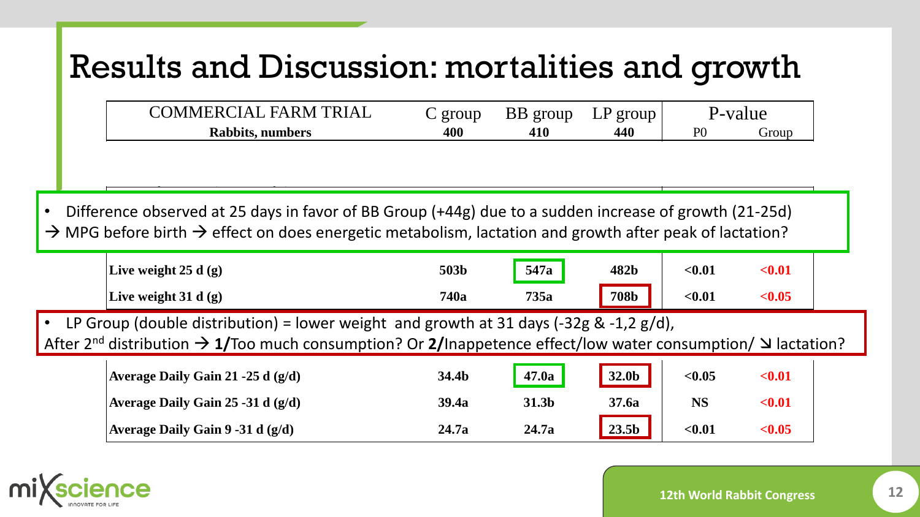# Results and Discussion: mortalities and growth

| COMMERCIAL FARM TRIAL | C group | BB group | LP group | P-value | |
|---|---|---|---|---|---|
| **Rabbits, numbers** | **400** | **410** | **440** | P0 | Group |
| **Live weight 25 d (g)** | **503b** | **547a** | **482b** | **<0.01** | **<0.01** |
| **Live weight 31 d (g)** | **740a** | **735a** | **708b** | **<0.01** | **<0.05** |
| **Average Daily Gain 21 -25 d (g/d)** | **34.4b** | **47.0a** | **32.0b** | **<0.05** | **<0.01** |
| **Average Daily Gain 25 -31 d (g/d)** | **39.4a** | **31.3b** | **37.6a** | **NS** | **<0.01** |
| **Average Daily Gain 9 -31 d (g/d)** | **24.7a** | **24.7a** | **23.5b** | **<0.01** | **<0.05** |

- Difference observed at 25 days in favor of BB Group (+44g) due to a sudden increase of growth (21-25d)

→ MPG before birth → effect on does energetic metabolism, lactation and growth after peak of lactation?

- LP Group (double distribution) = lower weight and growth at 31 days (-32g & -1,2 g/d),

After 2nd distribution → **1/**Too much consumption? Or **2/**Inappetence effect/low water consumption/ ↘ lactation?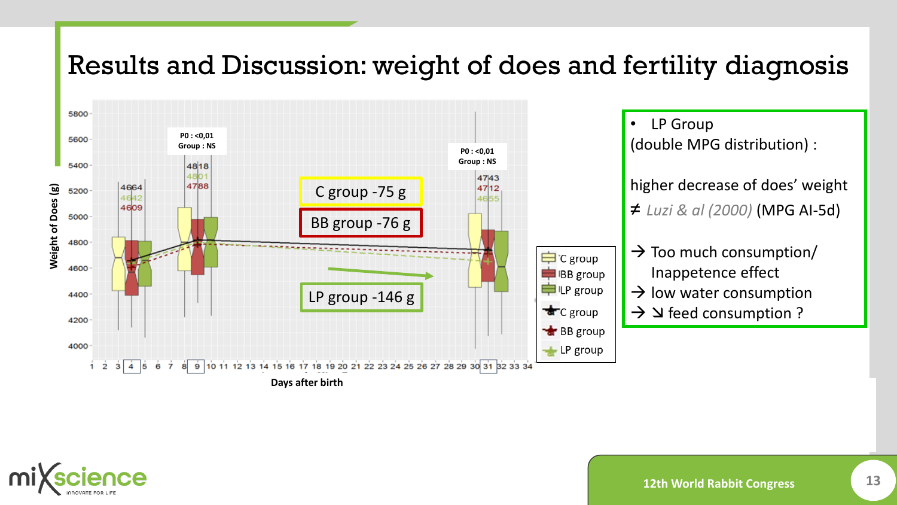# Results and Discussion: weight of does and fertility diagnosis

P0 : <0,01
Group : NS

4818
4801
4788

4664
4642
4609

P0 : <0,01
Group : NS

4743
4712
4655

C group -75 g

BB group -76 g

LP group -146 g

Weight of Does (g)

Days after birth

C group
BB group
LP group
C group
BB group
LP group

- LP Group
(double MPG distribution) :

higher decrease of does' weight
≠ *Luzi & al (2000)* (MPG AI-5d)

→ Too much consumption/ Inappetence effect
→ low water consumption
→ ↘ feed consumption ?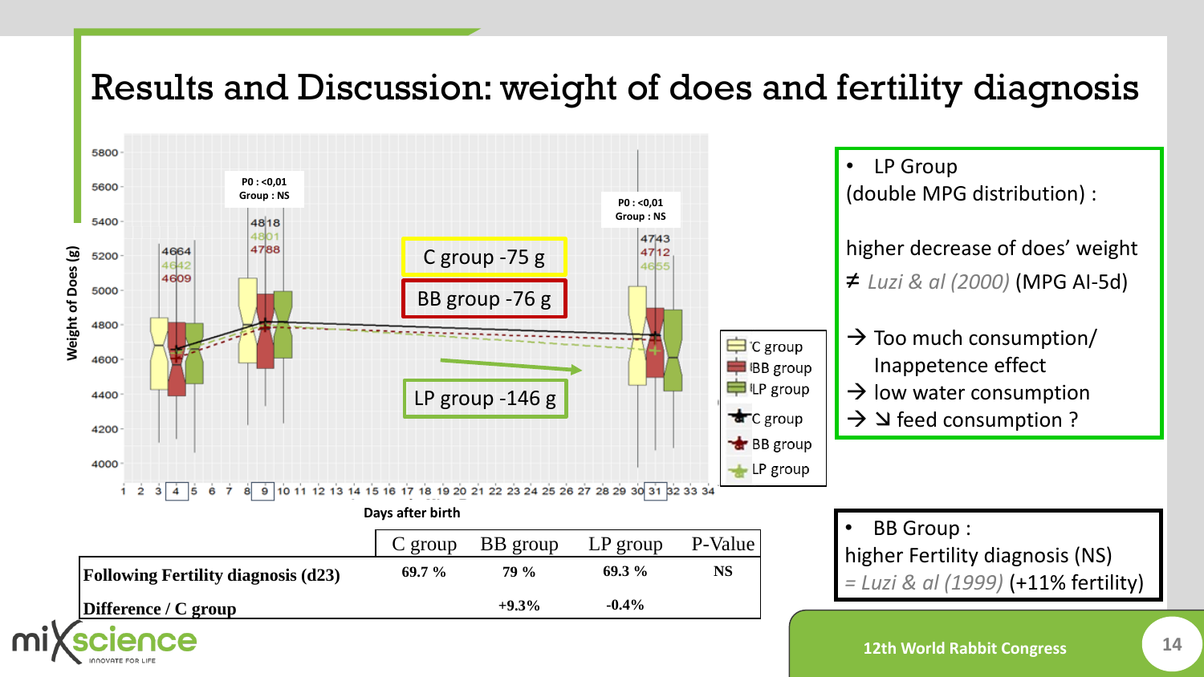# Results and Discussion: weight of does and fertility diagnosis

C group -75 g

BB group -76 g

LP group -146 g

| | C group | BB group | LP group | P-Value |
|---|---|---|---|---|
| **Following Fertility diagnosis (d23)** | **69.7 %** | **79 %** | **69.3 %** | **NS** |
| **Difference / C group** | | **+9.3%** | **-0.4%** | |

- LP Group
(double MPG distribution) :

higher decrease of does' weight
≠ *Luzi & al (2000)* (MPG AI-5d)

→ Too much consumption/ Inappetence effect
→ low water consumption
→ ↘ feed consumption ?

- BB Group :
higher Fertility diagnosis (NS)
= *Luzi & al (1999)* (+11% fertility)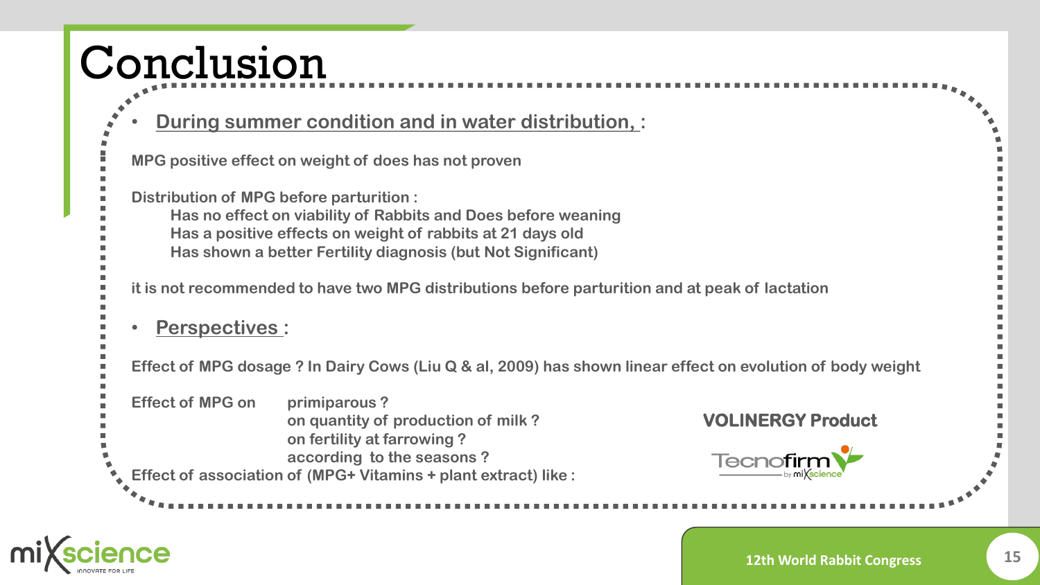# Conclusion

- **During summer condition and in water distribution, :**

**MPG positive effect on weight of does has not proven**

**Distribution of MPG before parturition :**

- **Has no effect on viability of Rabbits and Does before weaning**
- **Has a positive effects on weight of rabbits at 21 days old**
- **Has shown a better Fertility diagnosis (but Not Significant)**

**it is not recommended to have two MPG distributions before parturition and at peak of lactation**

- **Perspectives :**

**Effect of MPG dosage ? In Dairy Cows (Liu Q & al, 2009) has shown linear effect on evolution of body weight**

**Effect of MPG on**

- **primiparous ?**
- **on quantity of production of milk ?**
- **on fertility at farrowing ?**
- **according to the seasons ?**

**Effect of association of (MPG+ Vitamins + plant extract) like :**

**VOLINERGY Product**

Tecnofirm by mixscience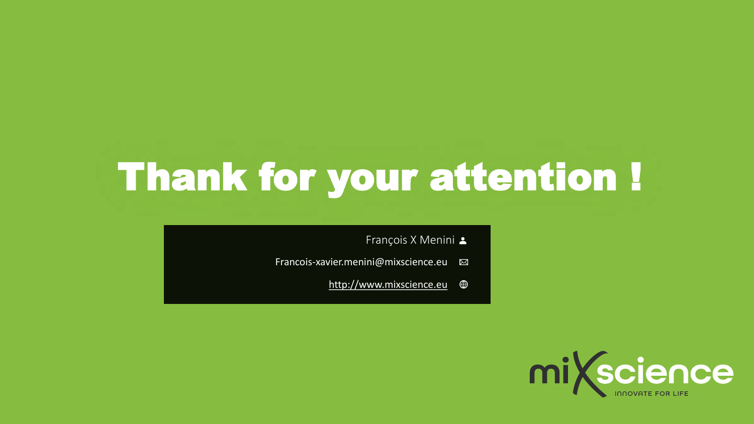# Thank for your attention !

François X Menini

Francois-xavier.menini@mixscience.eu

http://www.mixscience.eu

mixscience

INNOVATE FOR LIFE